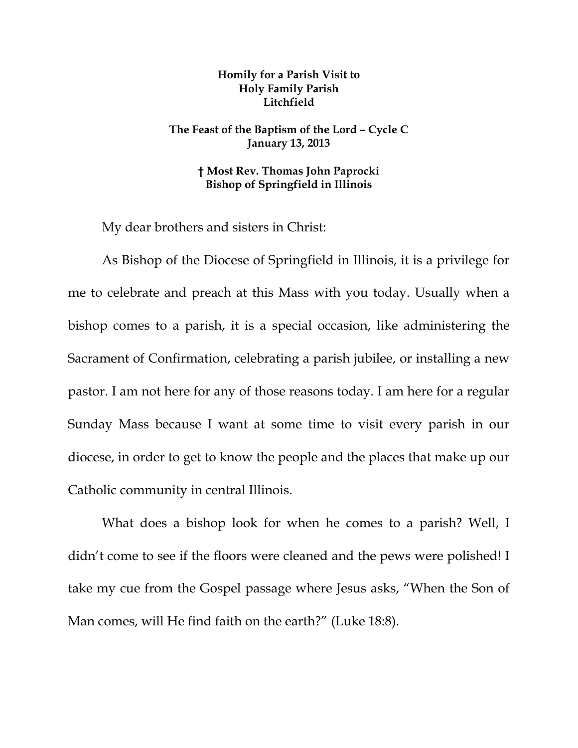**Homily for a Parish Visit to**
**Holy Family Parish**
**Litchfield**

**The Feast of the Baptism of the Lord – Cycle C**
**January 13, 2013**

**† Most Rev. Thomas John Paprocki**
**Bishop of Springfield in Illinois**

My dear brothers and sisters in Christ:

As Bishop of the Diocese of Springfield in Illinois, it is a privilege for me to celebrate and preach at this Mass with you today. Usually when a bishop comes to a parish, it is a special occasion, like administering the Sacrament of Confirmation, celebrating a parish jubilee, or installing a new pastor. I am not here for any of those reasons today. I am here for a regular Sunday Mass because I want at some time to visit every parish in our diocese, in order to get to know the people and the places that make up our Catholic community in central Illinois.

What does a bishop look for when he comes to a parish? Well, I didn't come to see if the floors were cleaned and the pews were polished! I take my cue from the Gospel passage where Jesus asks, "When the Son of Man comes, will He find faith on the earth?" (Luke 18:8).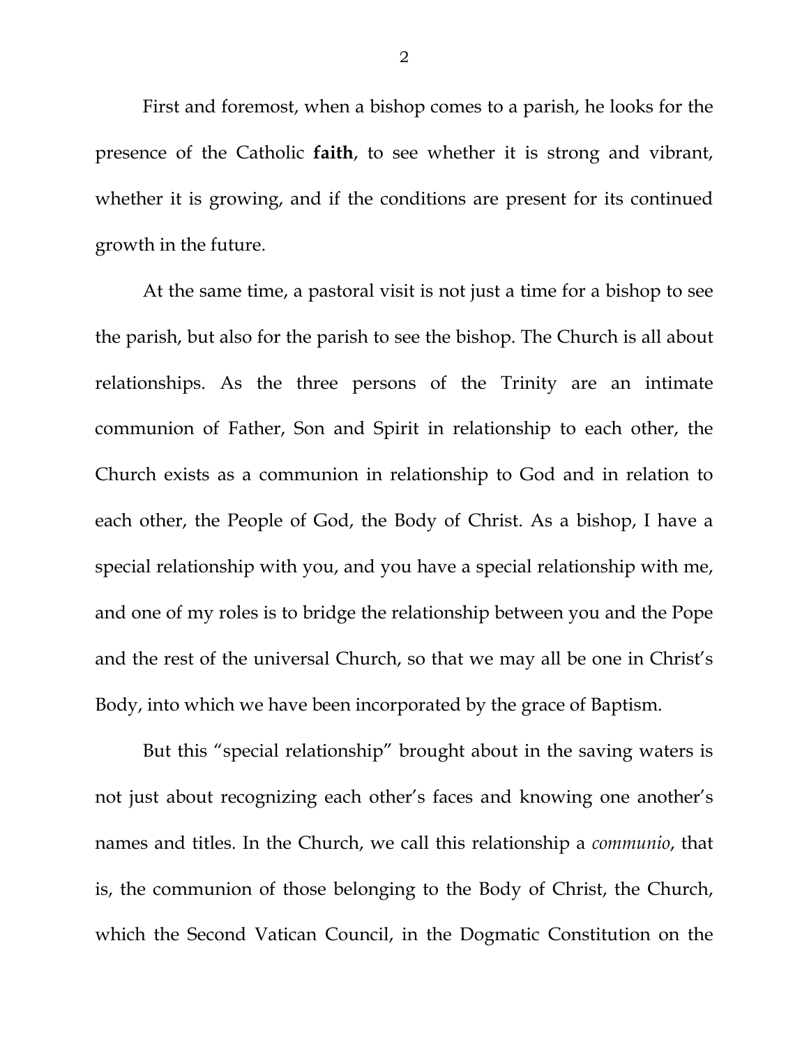First and foremost, when a bishop comes to a parish, he looks for the presence of the Catholic **faith**, to see whether it is strong and vibrant, whether it is growing, and if the conditions are present for its continued growth in the future.

At the same time, a pastoral visit is not just a time for a bishop to see the parish, but also for the parish to see the bishop. The Church is all about relationships. As the three persons of the Trinity are an intimate communion of Father, Son and Spirit in relationship to each other, the Church exists as a communion in relationship to God and in relation to each other, the People of God, the Body of Christ. As a bishop, I have a special relationship with you, and you have a special relationship with me, and one of my roles is to bridge the relationship between you and the Pope and the rest of the universal Church, so that we may all be one in Christ's Body, into which we have been incorporated by the grace of Baptism.

But this "special relationship" brought about in the saving waters is not just about recognizing each other's faces and knowing one another's names and titles. In the Church, we call this relationship a *communio*, that is, the communion of those belonging to the Body of Christ, the Church, which the Second Vatican Council, in the Dogmatic Constitution on the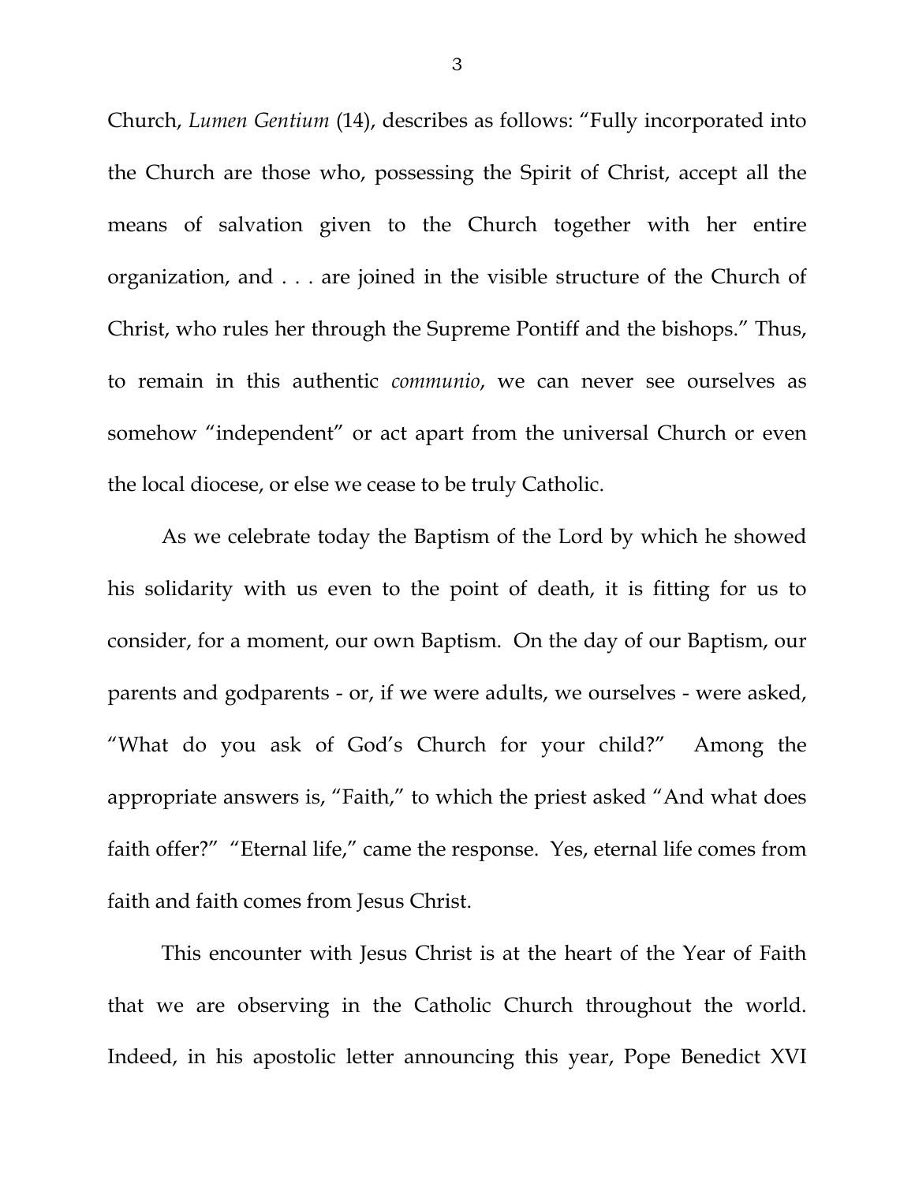Church, *Lumen Gentium* (14), describes as follows: "Fully incorporated into the Church are those who, possessing the Spirit of Christ, accept all the means of salvation given to the Church together with her entire organization, and . . . are joined in the visible structure of the Church of Christ, who rules her through the Supreme Pontiff and the bishops." Thus, to remain in this authentic *communio*, we can never see ourselves as somehow "independent" or act apart from the universal Church or even the local diocese, or else we cease to be truly Catholic.

As we celebrate today the Baptism of the Lord by which he showed his solidarity with us even to the point of death, it is fitting for us to consider, for a moment, our own Baptism. On the day of our Baptism, our parents and godparents - or, if we were adults, we ourselves - were asked, "What do you ask of God's Church for your child?" Among the appropriate answers is, "Faith," to which the priest asked "And what does faith offer?" "Eternal life," came the response. Yes, eternal life comes from faith and faith comes from Jesus Christ.

This encounter with Jesus Christ is at the heart of the Year of Faith that we are observing in the Catholic Church throughout the world. Indeed, in his apostolic letter announcing this year, Pope Benedict XVI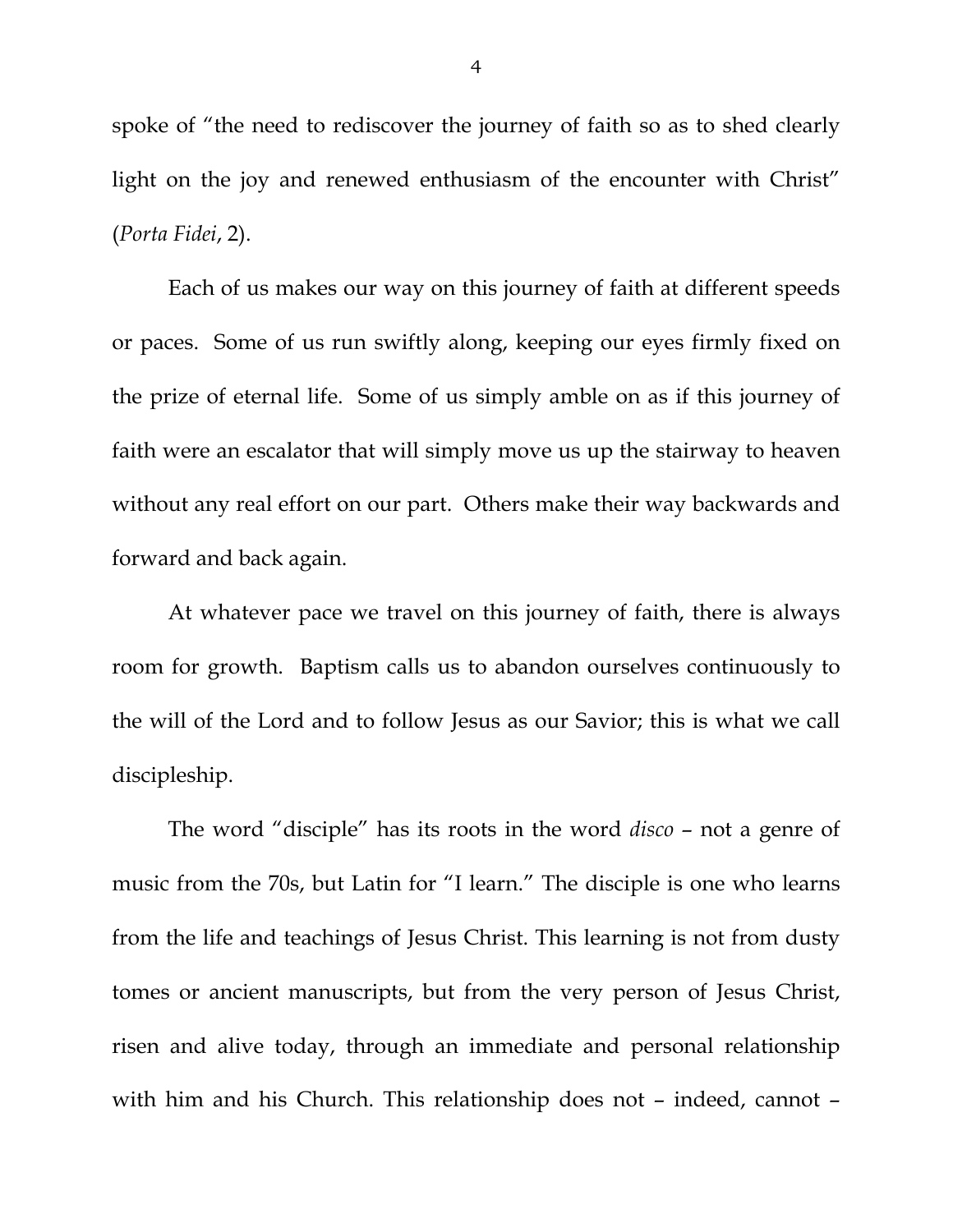spoke of "the need to rediscover the journey of faith so as to shed clearly light on the joy and renewed enthusiasm of the encounter with Christ" (*Porta Fidei*, 2).

Each of us makes our way on this journey of faith at different speeds or paces. Some of us run swiftly along, keeping our eyes firmly fixed on the prize of eternal life. Some of us simply amble on as if this journey of faith were an escalator that will simply move us up the stairway to heaven without any real effort on our part. Others make their way backwards and forward and back again.

At whatever pace we travel on this journey of faith, there is always room for growth. Baptism calls us to abandon ourselves continuously to the will of the Lord and to follow Jesus as our Savior; this is what we call discipleship.

The word "disciple" has its roots in the word *disco* – not a genre of music from the 70s, but Latin for "I learn." The disciple is one who learns from the life and teachings of Jesus Christ. This learning is not from dusty tomes or ancient manuscripts, but from the very person of Jesus Christ, risen and alive today, through an immediate and personal relationship with him and his Church. This relationship does not – indeed, cannot –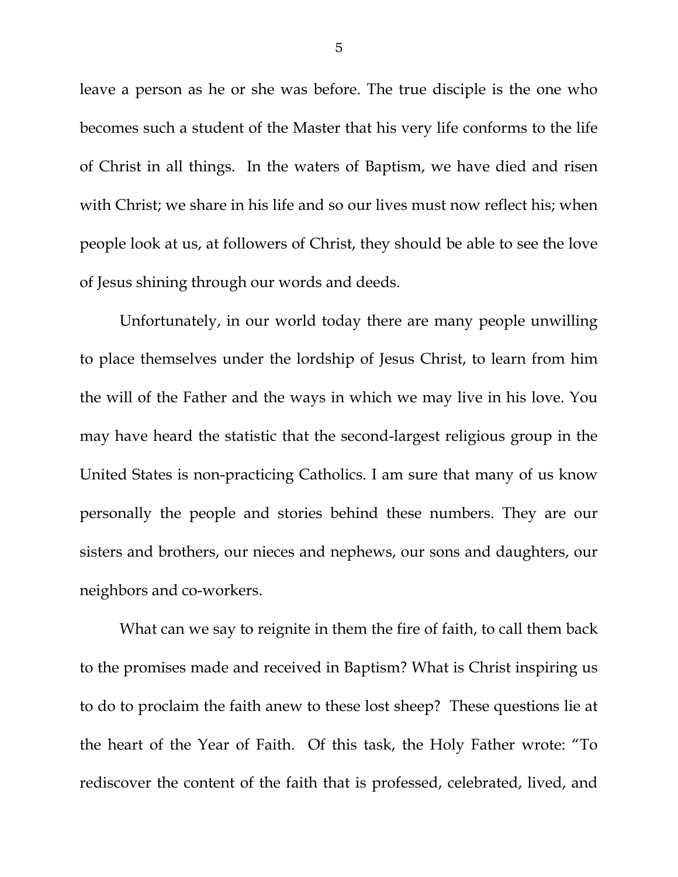leave a person as he or she was before. The true disciple is the one who becomes such a student of the Master that his very life conforms to the life of Christ in all things. In the waters of Baptism, we have died and risen with Christ; we share in his life and so our lives must now reflect his; when people look at us, at followers of Christ, they should be able to see the love of Jesus shining through our words and deeds.

Unfortunately, in our world today there are many people unwilling to place themselves under the lordship of Jesus Christ, to learn from him the will of the Father and the ways in which we may live in his love. You may have heard the statistic that the second-largest religious group in the United States is non-practicing Catholics. I am sure that many of us know personally the people and stories behind these numbers. They are our sisters and brothers, our nieces and nephews, our sons and daughters, our neighbors and co-workers.

What can we say to reignite in them the fire of faith, to call them back to the promises made and received in Baptism? What is Christ inspiring us to do to proclaim the faith anew to these lost sheep? These questions lie at the heart of the Year of Faith. Of this task, the Holy Father wrote: "To rediscover the content of the faith that is professed, celebrated, lived, and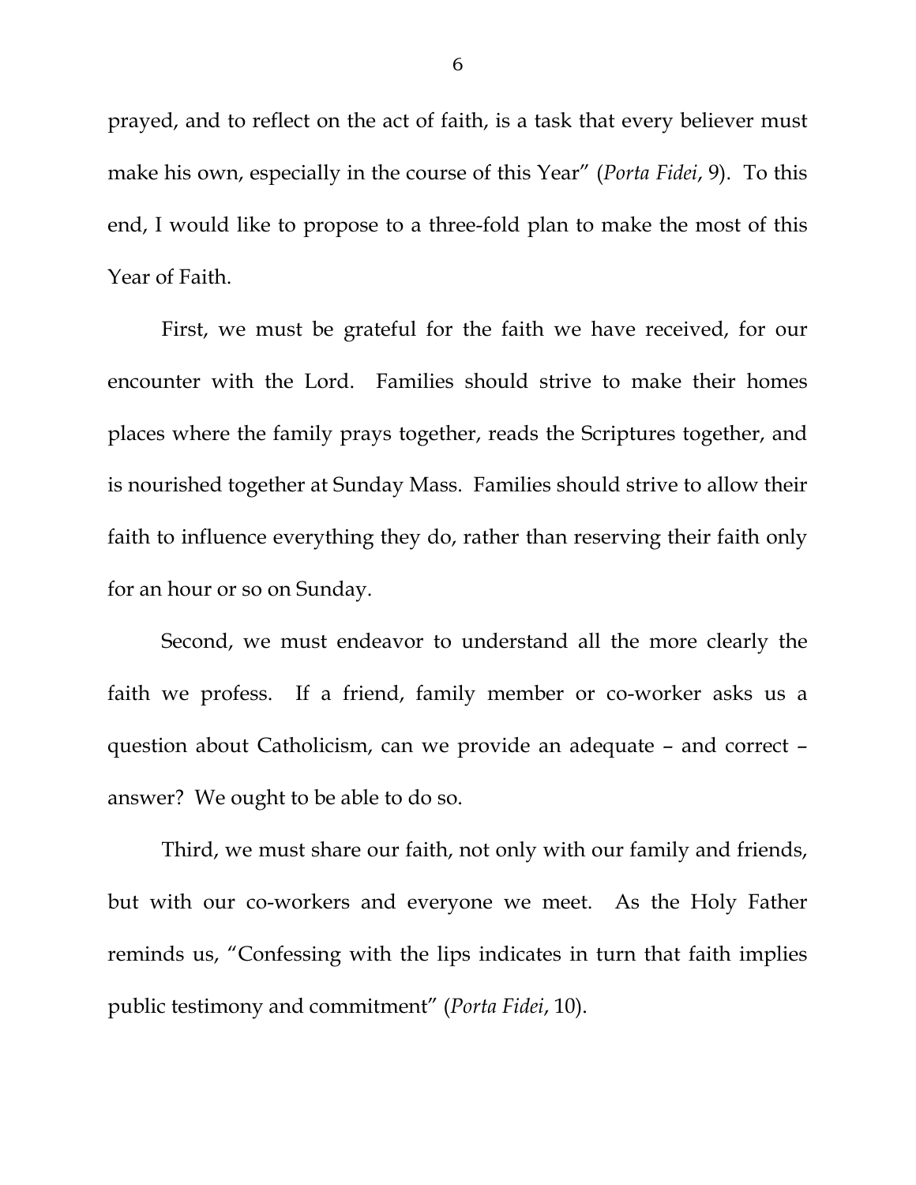prayed, and to reflect on the act of faith, is a task that every believer must make his own, especially in the course of this Year" (*Porta Fidei*, 9). To this end, I would like to propose to a three-fold plan to make the most of this Year of Faith.

First, we must be grateful for the faith we have received, for our encounter with the Lord. Families should strive to make their homes places where the family prays together, reads the Scriptures together, and is nourished together at Sunday Mass. Families should strive to allow their faith to influence everything they do, rather than reserving their faith only for an hour or so on Sunday.

Second, we must endeavor to understand all the more clearly the faith we profess. If a friend, family member or co-worker asks us a question about Catholicism, can we provide an adequate – and correct – answer? We ought to be able to do so.

Third, we must share our faith, not only with our family and friends, but with our co-workers and everyone we meet. As the Holy Father reminds us, "Confessing with the lips indicates in turn that faith implies public testimony and commitment" (*Porta Fidei*, 10).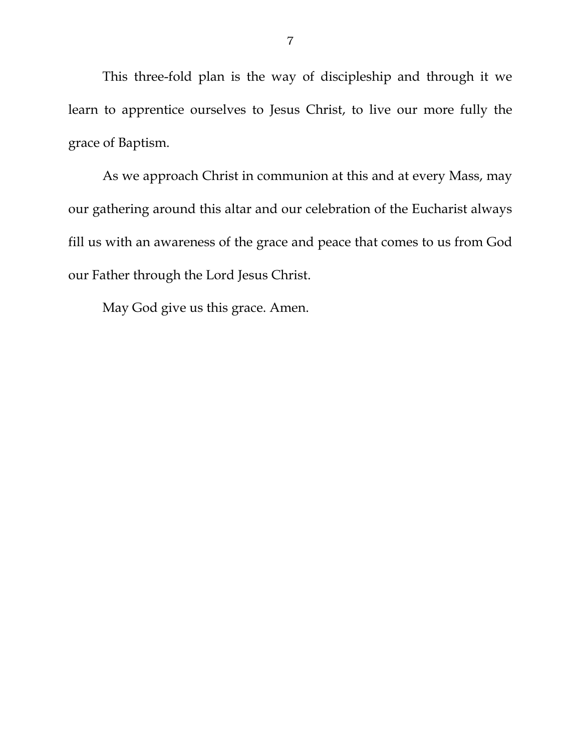This three-fold plan is the way of discipleship and through it we learn to apprentice ourselves to Jesus Christ, to live our more fully the grace of Baptism.

As we approach Christ in communion at this and at every Mass, may our gathering around this altar and our celebration of the Eucharist always fill us with an awareness of the grace and peace that comes to us from God our Father through the Lord Jesus Christ.

May God give us this grace. Amen.